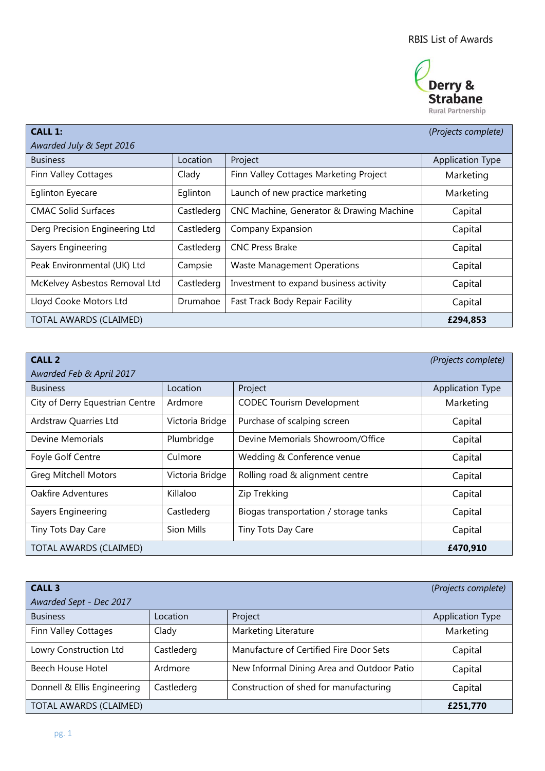# RBIS List of Awards

Derry & Strabane Rural Partnership

| **CALL 1:** *Awarded July & Sept 2016* | | | *(Projects complete)* |
|---|---|---|---|
| Business | Location | Project | Application Type |
| Finn Valley Cottages | Clady | Finn Valley Cottages Marketing Project | Marketing |
| Eglinton Eyecare | Eglinton | Launch of new practice marketing | Marketing |
| CMAC Solid Surfaces | Castlederg | CNC Machine, Generator & Drawing Machine | Capital |
| Derg Precision Engineering Ltd | Castlederg | Company Expansion | Capital |
| Sayers Engineering | Castlederg | CNC Press Brake | Capital |
| Peak Environmental (UK) Ltd | Campsie | Waste Management Operations | Capital |
| McKelvey Asbestos Removal Ltd | Castlederg | Investment to expand business activity | Capital |
| Lloyd Cooke Motors Ltd | Drumahoe | Fast Track Body Repair Facility | Capital |
| TOTAL AWARDS (CLAIMED) | | | **£294,853** |

| **CALL 2** *Awarded Feb & April 2017* | | | *(Projects complete)* |
|---|---|---|---|
| Business | Location | Project | Application Type |
| City of Derry Equestrian Centre | Ardmore | CODEC Tourism Development | Marketing |
| Ardstraw Quarries Ltd | Victoria Bridge | Purchase of scalping screen | Capital |
| Devine Memorials | Plumbridge | Devine Memorials Showroom/Office | Capital |
| Foyle Golf Centre | Culmore | Wedding & Conference venue | Capital |
| Greg Mitchell Motors | Victoria Bridge | Rolling road & alignment centre | Capital |
| Oakfire Adventures | Killaloo | Zip Trekking | Capital |
| Sayers Engineering | Castlederg | Biogas transportation / storage tanks | Capital |
| Tiny Tots Day Care | Sion Mills | Tiny Tots Day Care | Capital |
| TOTAL AWARDS (CLAIMED) | | | **£470,910** |

| **CALL 3** *Awarded Sept - Dec 2017* | | | *(Projects complete)* |
|---|---|---|---|
| Business | Location | Project | Application Type |
| Finn Valley Cottages | Clady | Marketing Literature | Marketing |
| Lowry Construction Ltd | Castlederg | Manufacture of Certified Fire Door Sets | Capital |
| Beech House Hotel | Ardmore | New Informal Dining Area and Outdoor Patio | Capital |
| Donnell & Ellis Engineering | Castlederg | Construction of shed for manufacturing | Capital |
| TOTAL AWARDS (CLAIMED) | | | **£251,770** |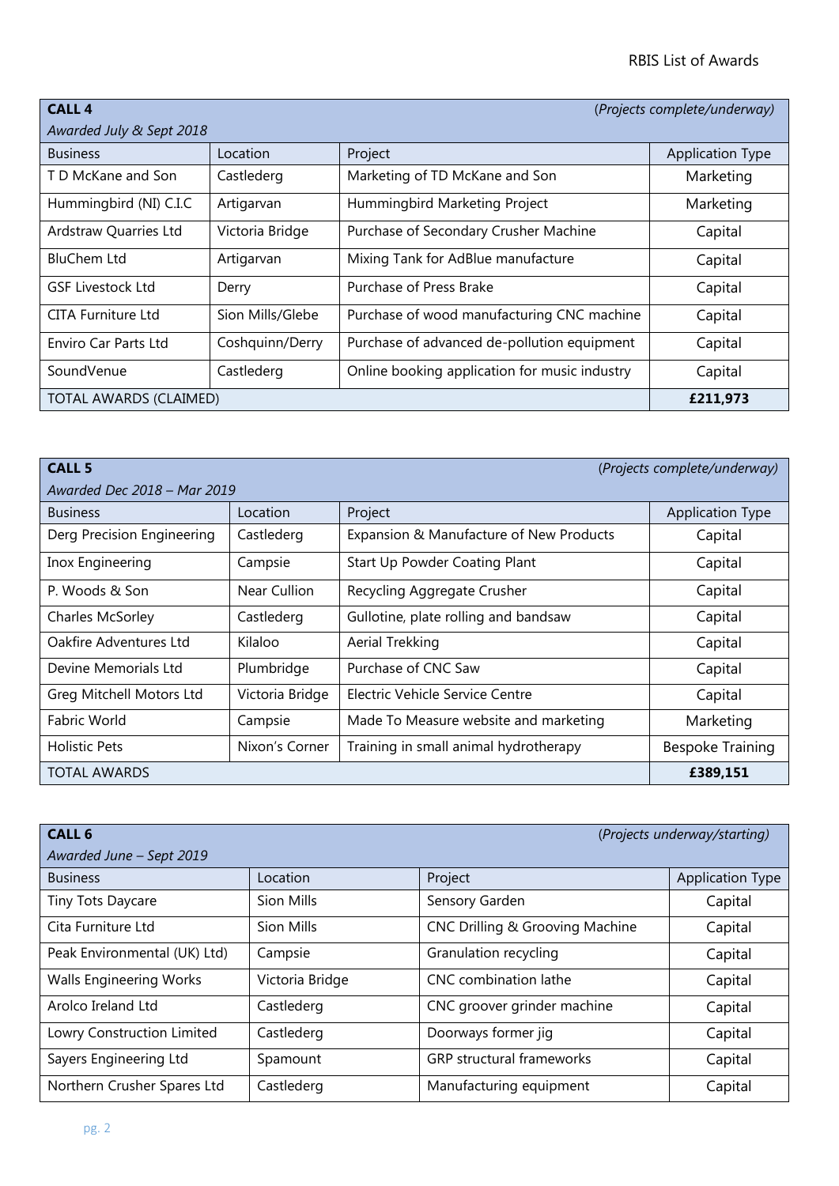| **CALL 4** *Awarded July & Sept 2018* | | *(Projects complete/underway)* | |
|---|---|---|---|
| Business | Location | Project | Application Type |
| T D McKane and Son | Castlederg | Marketing of TD McKane and Son | Marketing |
| Hummingbird (NI) C.I.C | Artigarvan | Hummingbird Marketing Project | Marketing |
| Ardstraw Quarries Ltd | Victoria Bridge | Purchase of Secondary Crusher Machine | Capital |
| BluChem Ltd | Artigarvan | Mixing Tank for AdBlue manufacture | Capital |
| GSF Livestock Ltd | Derry | Purchase of Press Brake | Capital |
| CITA Furniture Ltd | Sion Mills/Glebe | Purchase of wood manufacturing CNC machine | Capital |
| Enviro Car Parts Ltd | Coshquinn/Derry | Purchase of advanced de-pollution equipment | Capital |
| SoundVenue | Castlederg | Online booking application for music industry | Capital |
| TOTAL AWARDS (CLAIMED) | | | **£211,973** |

| **CALL 5** *Awarded Dec 2018 – Mar 2019* | | *(Projects complete/underway)* | |
|---|---|---|---|
| Business | Location | Project | Application Type |
| Derg Precision Engineering | Castlederg | Expansion & Manufacture of New Products | Capital |
| Inox Engineering | Campsie | Start Up Powder Coating Plant | Capital |
| P. Woods & Son | Near Cullion | Recycling Aggregate Crusher | Capital |
| Charles McSorley | Castlederg | Gullotine, plate rolling and bandsaw | Capital |
| Oakfire Adventures Ltd | Kilaloo | Aerial Trekking | Capital |
| Devine Memorials Ltd | Plumbridge | Purchase of CNC Saw | Capital |
| Greg Mitchell Motors Ltd | Victoria Bridge | Electric Vehicle Service Centre | Capital |
| Fabric World | Campsie | Made To Measure website and marketing | Marketing |
| Holistic Pets | Nixon's Corner | Training in small animal hydrotherapy | Bespoke Training |
| TOTAL AWARDS | | | **£389,151** |

| **CALL 6** *Awarded June – Sept 2019* | | *(Projects underway/starting)* | |
|---|---|---|---|
| Business | Location | Project | Application Type |
| Tiny Tots Daycare | Sion Mills | Sensory Garden | Capital |
| Cita Furniture Ltd | Sion Mills | CNC Drilling & Grooving Machine | Capital |
| Peak Environmental (UK) Ltd) | Campsie | Granulation recycling | Capital |
| Walls Engineering Works | Victoria Bridge | CNC combination lathe | Capital |
| Arolco Ireland Ltd | Castlederg | CNC groover grinder machine | Capital |
| Lowry Construction Limited | Castlederg | Doorways former jig | Capital |
| Sayers Engineering Ltd | Spamount | GRP structural frameworks | Capital |
| Northern Crusher Spares Ltd | Castlederg | Manufacturing equipment | Capital |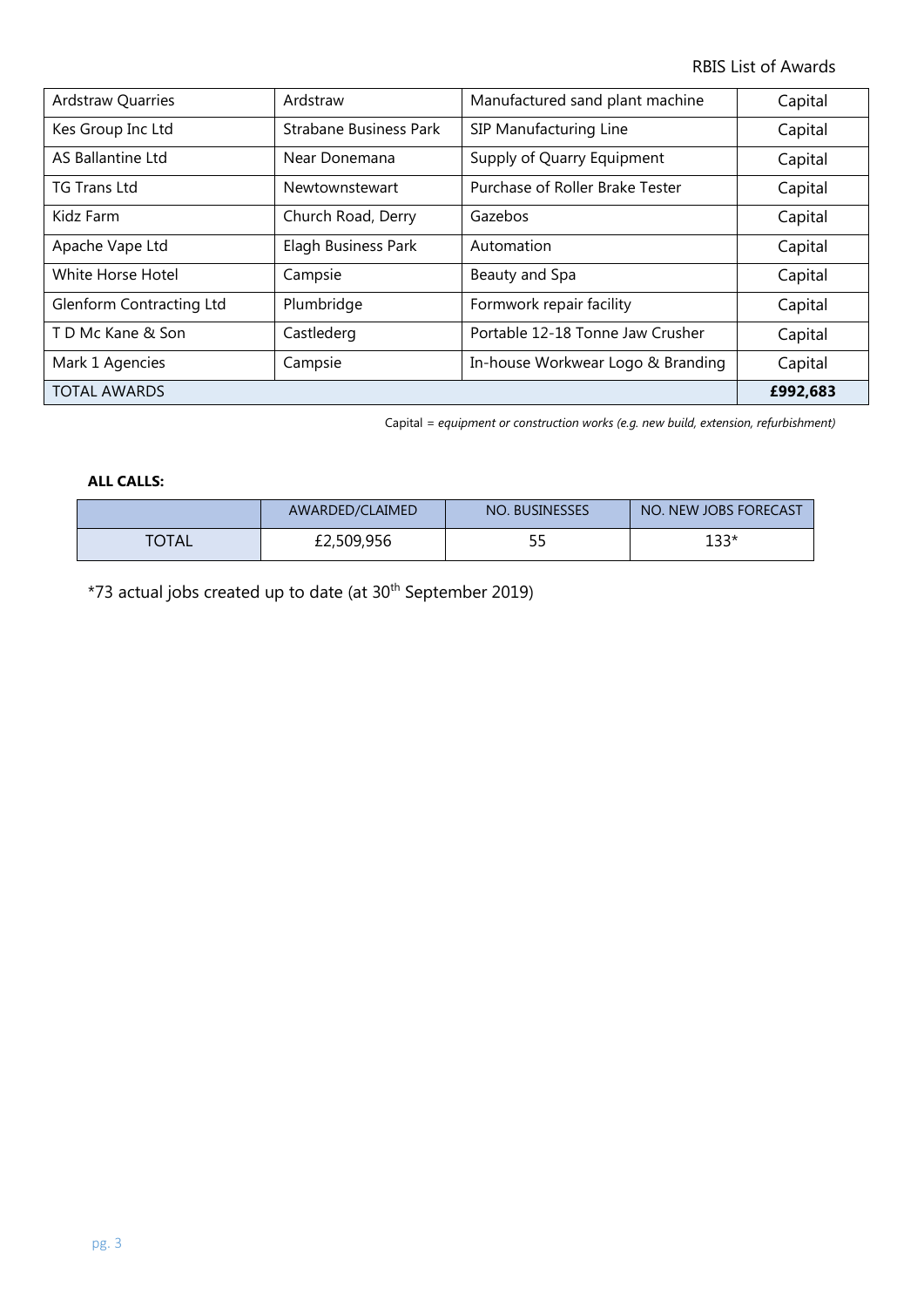| | | | |
|---|---|---|---|
| Ardstraw Quarries | Ardstraw | Manufactured sand plant machine | Capital |
| Kes Group Inc Ltd | Strabane Business Park | SIP Manufacturing Line | Capital |
| AS Ballantine Ltd | Near Donemana | Supply of Quarry Equipment | Capital |
| TG Trans Ltd | Newtownstewart | Purchase of Roller Brake Tester | Capital |
| Kidz Farm | Church Road, Derry | Gazebos | Capital |
| Apache Vape Ltd | Elagh Business Park | Automation | Capital |
| White Horse Hotel | Campsie | Beauty and Spa | Capital |
| Glenform Contracting Ltd | Plumbridge | Formwork repair facility | Capital |
| T D Mc Kane & Son | Castlederg | Portable 12-18 Tonne Jaw Crusher | Capital |
| Mark 1 Agencies | Campsie | In-house Workwear Logo & Branding | Capital |
| TOTAL AWARDS | | | **£992,683** |

Capital = *equipment or construction works (e.g. new build, extension, refurbishment)*

**ALL CALLS:**

| | AWARDED/CLAIMED | NO. BUSINESSES | NO. NEW JOBS FORECAST |
|---|---|---|---|
| TOTAL | £2,509,956 | 55 | 133* |

*73 actual jobs created up to date (at 30th September 2019)